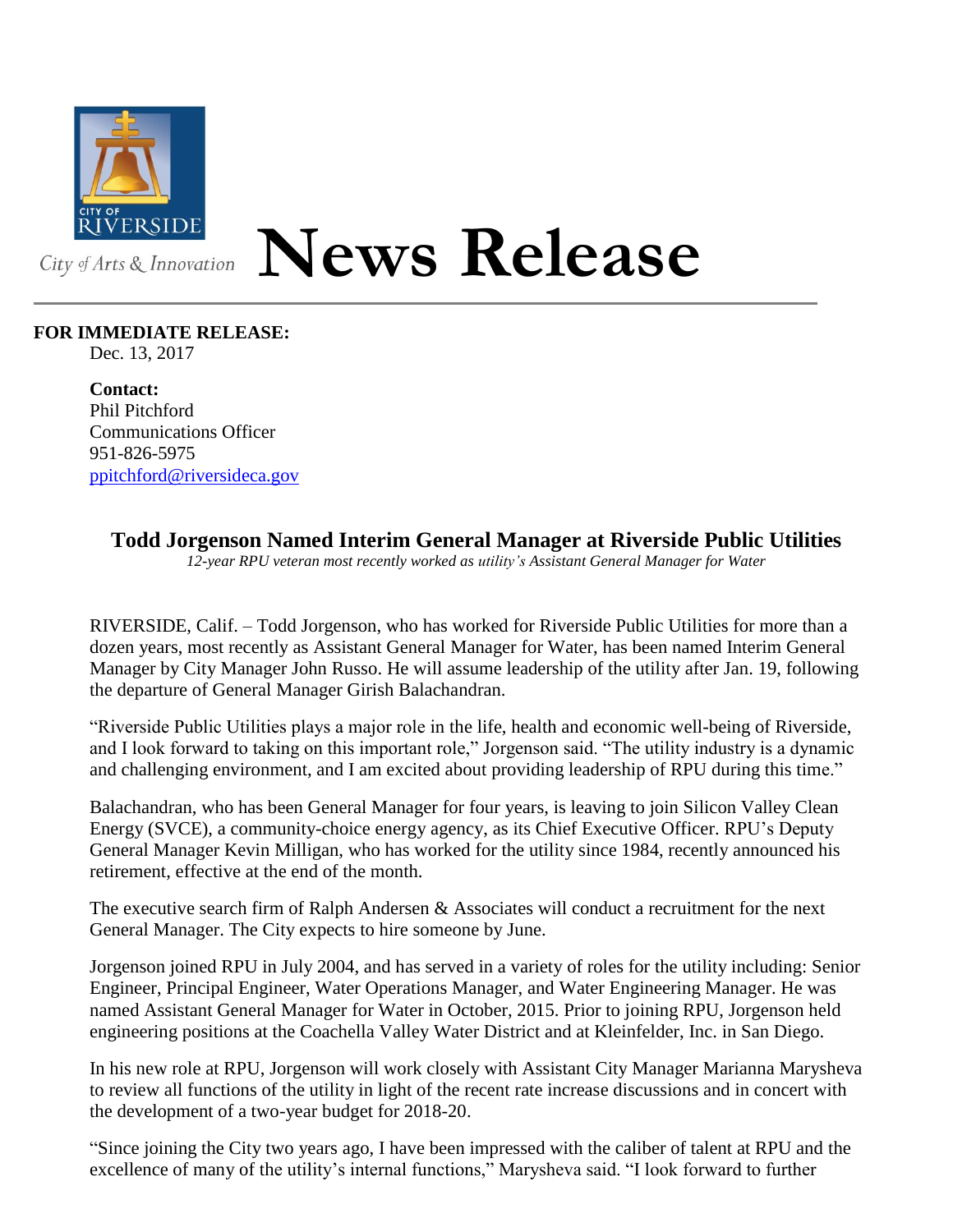CITY OF RIVERSIDE

City of Arts & Innovation

# News Release

**FOR IMMEDIATE RELEASE:**
Dec. 13, 2017

**Contact:**
Phil Pitchford
Communications Officer
951-826-5975
ppitchford@riversideca.gov

## Todd Jorgenson Named Interim General Manager at Riverside Public Utilities

*12-year RPU veteran most recently worked as utility's Assistant General Manager for Water*

RIVERSIDE, Calif. – Todd Jorgenson, who has worked for Riverside Public Utilities for more than a dozen years, most recently as Assistant General Manager for Water, has been named Interim General Manager by City Manager John Russo. He will assume leadership of the utility after Jan. 19, following the departure of General Manager Girish Balachandran.

"Riverside Public Utilities plays a major role in the life, health and economic well-being of Riverside, and I look forward to taking on this important role," Jorgenson said. "The utility industry is a dynamic and challenging environment, and I am excited about providing leadership of RPU during this time."

Balachandran, who has been General Manager for four years, is leaving to join Silicon Valley Clean Energy (SVCE), a community-choice energy agency, as its Chief Executive Officer. RPU's Deputy General Manager Kevin Milligan, who has worked for the utility since 1984, recently announced his retirement, effective at the end of the month.

The executive search firm of Ralph Andersen & Associates will conduct a recruitment for the next General Manager. The City expects to hire someone by June.

Jorgenson joined RPU in July 2004, and has served in a variety of roles for the utility including: Senior Engineer, Principal Engineer, Water Operations Manager, and Water Engineering Manager. He was named Assistant General Manager for Water in October, 2015. Prior to joining RPU, Jorgenson held engineering positions at the Coachella Valley Water District and at Kleinfelder, Inc. in San Diego.

In his new role at RPU, Jorgenson will work closely with Assistant City Manager Marianna Marysheva to review all functions of the utility in light of the recent rate increase discussions and in concert with the development of a two-year budget for 2018-20.

"Since joining the City two years ago, I have been impressed with the caliber of talent at RPU and the excellence of many of the utility's internal functions," Marysheva said. "I look forward to further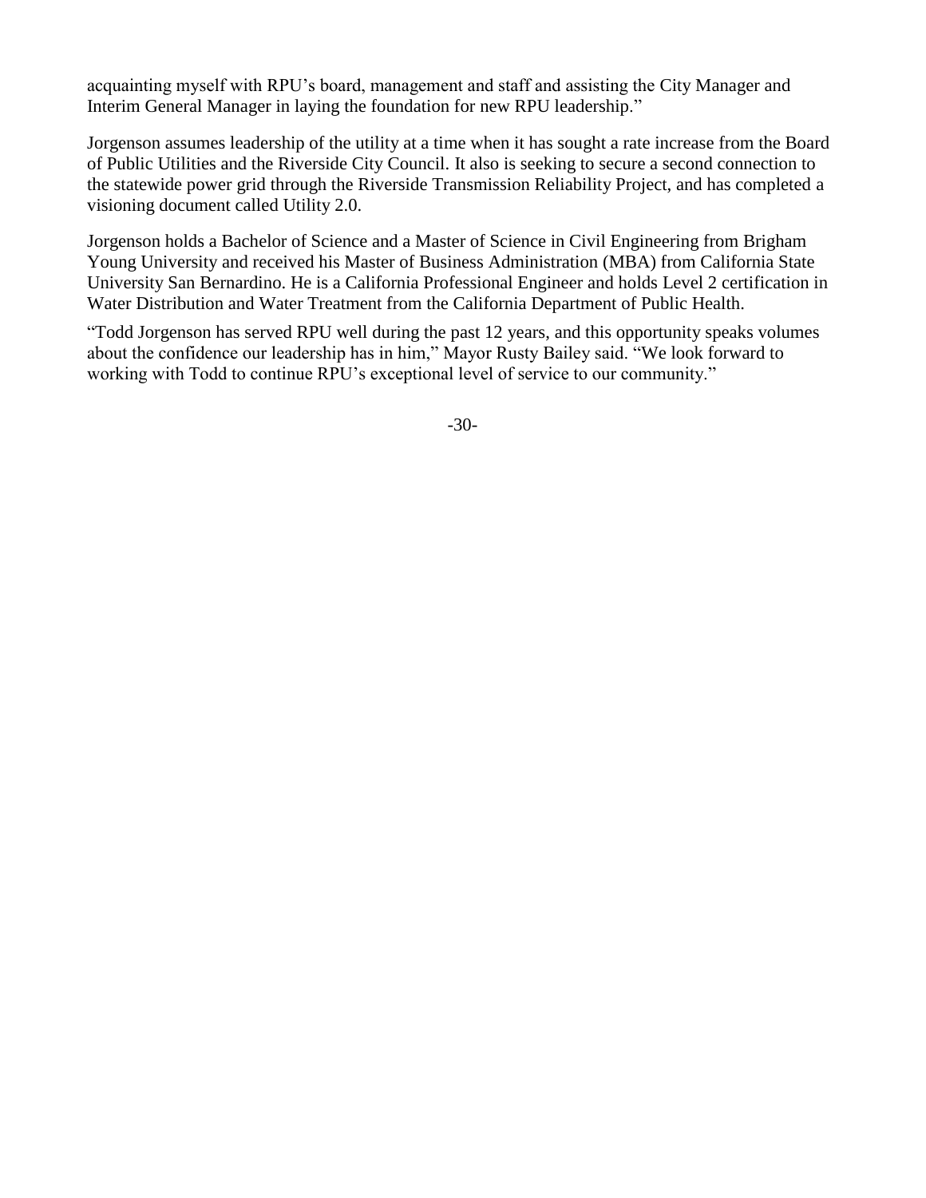acquainting myself with RPU's board, management and staff and assisting the City Manager and Interim General Manager in laying the foundation for new RPU leadership."

Jorgenson assumes leadership of the utility at a time when it has sought a rate increase from the Board of Public Utilities and the Riverside City Council. It also is seeking to secure a second connection to the statewide power grid through the Riverside Transmission Reliability Project, and has completed a visioning document called Utility 2.0.

Jorgenson holds a Bachelor of Science and a Master of Science in Civil Engineering from Brigham Young University and received his Master of Business Administration (MBA) from California State University San Bernardino. He is a California Professional Engineer and holds Level 2 certification in Water Distribution and Water Treatment from the California Department of Public Health.

"Todd Jorgenson has served RPU well during the past 12 years, and this opportunity speaks volumes about the confidence our leadership has in him," Mayor Rusty Bailey said. "We look forward to working with Todd to continue RPU's exceptional level of service to our community."

-30-